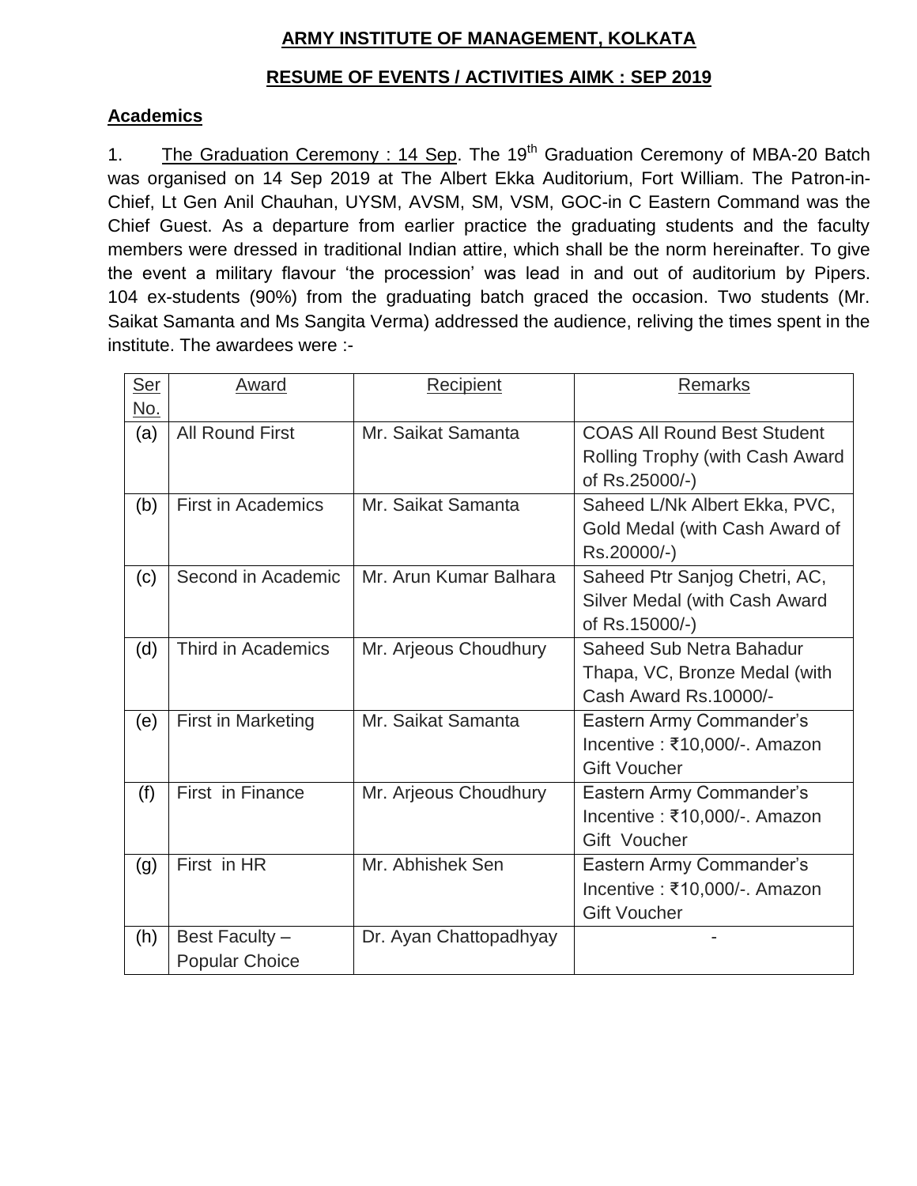# ARMY INSTITUTE OF MANAGEMENT, KOLKATA

## RESUME OF EVENTS / ACTIVITIES AIMK : SEP 2019

### Academics

1. The Graduation Ceremony : 14 Sep. The 19th Graduation Ceremony of MBA-20 Batch was organised on 14 Sep 2019 at The Albert Ekka Auditorium, Fort William. The Patron-in-Chief, Lt Gen Anil Chauhan, UYSM, AVSM, SM, VSM, GOC-in C Eastern Command was the Chief Guest. As a departure from earlier practice the graduating students and the faculty members were dressed in traditional Indian attire, which shall be the norm hereinafter. To give the event a military flavour 'the procession' was lead in and out of auditorium by Pipers. 104 ex-students (90%) from the graduating batch graced the occasion. Two students (Mr. Saikat Samanta and Ms Sangita Verma) addressed the audience, reliving the times spent in the institute. The awardees were :-

| Ser No. | Award | Recipient | Remarks |
|---|---|---|---|
| (a) | All Round First | Mr. Saikat Samanta | COAS All Round Best Student Rolling Trophy (with Cash Award of Rs.25000/-) |
| (b) | First in Academics | Mr. Saikat Samanta | Saheed L/Nk Albert Ekka, PVC, Gold Medal (with Cash Award of Rs.20000/-) |
| (c) | Second in Academic | Mr. Arun Kumar Balhara | Saheed Ptr Sanjog Chetri, AC, Silver Medal (with Cash Award of Rs.15000/-) |
| (d) | Third in Academics | Mr. Arjeous Choudhury | Saheed Sub Netra Bahadur Thapa, VC, Bronze Medal (with Cash Award Rs.10000/- |
| (e) | First in Marketing | Mr. Saikat Samanta | Eastern Army Commander's Incentive : ₹10,000/-. Amazon Gift Voucher |
| (f) | First in Finance | Mr. Arjeous Choudhury | Eastern Army Commander's Incentive : ₹10,000/-. Amazon Gift Voucher |
| (g) | First in HR | Mr. Abhishek Sen | Eastern Army Commander's Incentive : ₹10,000/-. Amazon Gift Voucher |
| (h) | Best Faculty – Popular Choice | Dr. Ayan Chattopadhyay | - |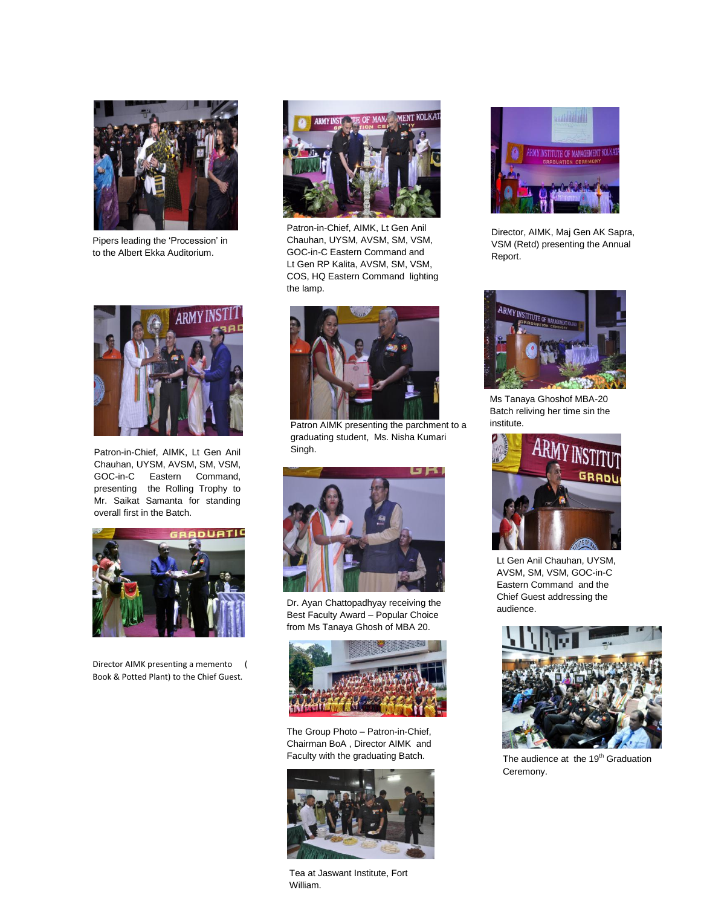Pipers leading the 'Procession' in to the Albert Ekka Auditorium.

Patron-in-Chief, AIMK, Lt Gen Anil Chauhan, UYSM, AVSM, SM, VSM, GOC-in-C Eastern Command and Lt Gen RP Kalita, AVSM, SM, VSM, COS, HQ Eastern Command lighting the lamp.

Director, AIMK, Maj Gen AK Sapra, VSM (Retd) presenting the Annual Report.

Patron-in-Chief, AIMK, Lt Gen Anil Chauhan, UYSM, AVSM, SM, VSM, GOC-in-C Eastern Command, presenting the Rolling Trophy to Mr. Saikat Samanta for standing overall first in the Batch.

Patron AIMK presenting the parchment to a graduating student, Ms. Nisha Kumari Singh.

Ms Tanaya Ghoshof MBA-20 Batch reliving her time sin the institute.

Director AIMK presenting a memento ( Book & Potted Plant) to the Chief Guest.

Dr. Ayan Chattopadhyay receiving the Best Faculty Award – Popular Choice from Ms Tanaya Ghosh of MBA 20.

Lt Gen Anil Chauhan, UYSM, AVSM, SM, VSM, GOC-in-C Eastern Command and the Chief Guest addressing the audience.

The Group Photo – Patron-in-Chief, Chairman BoA , Director AIMK and Faculty with the graduating Batch.

The audience at the 19th Graduation Ceremony.

Tea at Jaswant Institute, Fort William.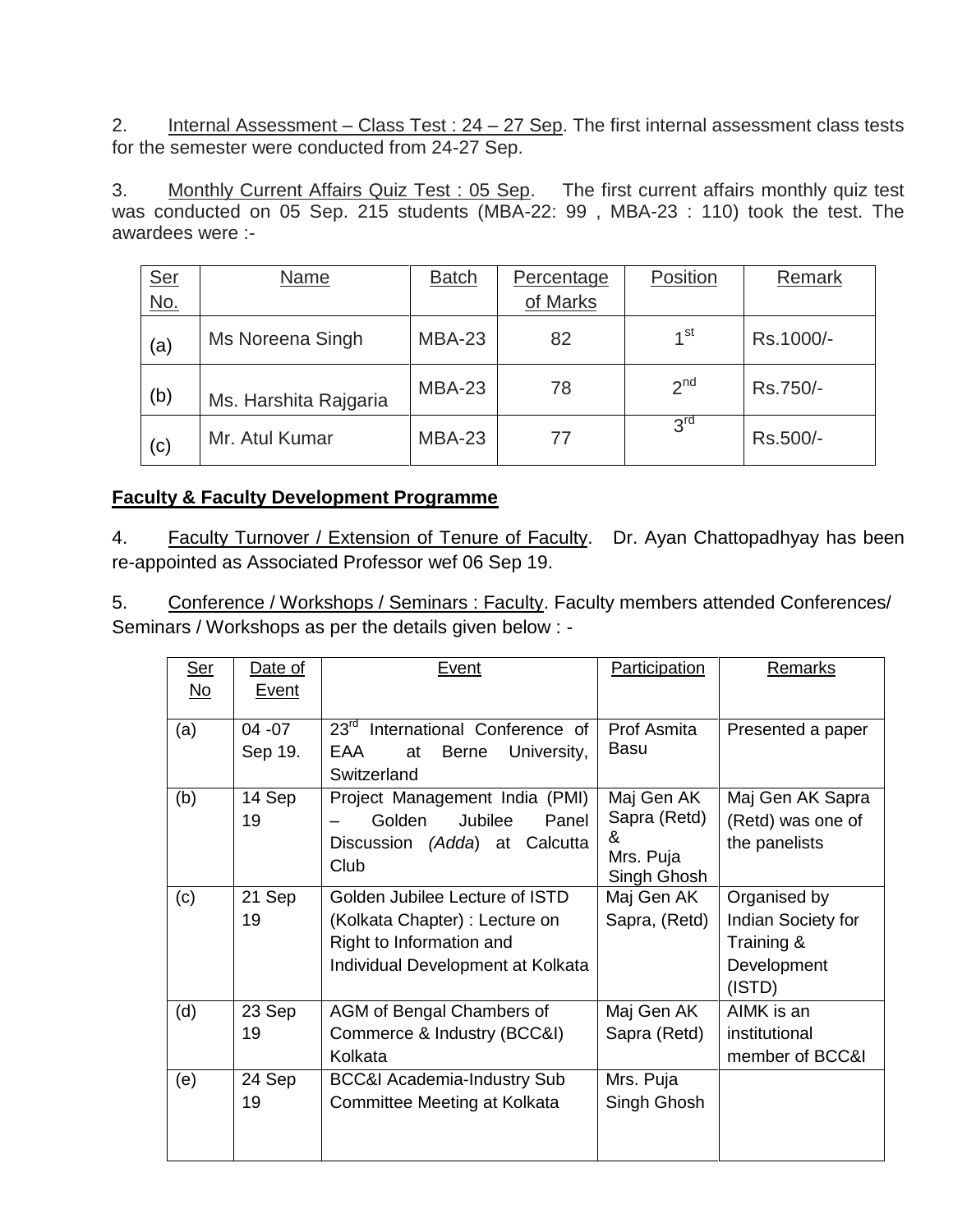2. Internal Assessment – Class Test : 24 – 27 Sep. The first internal assessment class tests for the semester were conducted from 24-27 Sep.

3. Monthly Current Affairs Quiz Test : 05 Sep. The first current affairs monthly quiz test was conducted on 05 Sep. 215 students (MBA-22: 99 , MBA-23 : 110) took the test. The awardees were :-

| Ser No. | Name | Batch | Percentage of Marks | Position | Remark |
|---|---|---|---|---|---|
| (a) | Ms Noreena Singh | MBA-23 | 82 | 1st | Rs.1000/- |
| (b) | Ms. Harshita Rajgaria | MBA-23 | 78 | 2nd | Rs.750/- |
| (c) | Mr. Atul Kumar | MBA-23 | 77 | 3rd | Rs.500/- |

**Faculty & Faculty Development Programme**

4. Faculty Turnover / Extension of Tenure of Faculty. Dr. Ayan Chattopadhyay has been re-appointed as Associated Professor wef 06 Sep 19.

5. Conference / Workshops / Seminars : Faculty. Faculty members attended Conferences/ Seminars / Workshops as per the details given below : -

| Ser No | Date of Event | Event | Participation | Remarks |
|---|---|---|---|---|
| (a) | 04 -07 Sep 19. | 23rd International Conference of EAA at Berne University, Switzerland | Prof Asmita Basu | Presented a paper |
| (b) | 14 Sep 19 | Project Management India (PMI) – Golden Jubilee Panel Discussion *(Adda)* at Calcutta Club | Maj Gen AK Sapra (Retd) & Mrs. Puja Singh Ghosh | Maj Gen AK Sapra (Retd) was one of the panelists |
| (c) | 21 Sep 19 | Golden Jubilee Lecture of ISTD (Kolkata Chapter) : Lecture on Right to Information and Individual Development at Kolkata | Maj Gen AK Sapra, (Retd) | Organised by Indian Society for Training & Development (ISTD) |
| (d) | 23 Sep 19 | AGM of Bengal Chambers of Commerce & Industry (BCC&I) Kolkata | Maj Gen AK Sapra (Retd) | AIMK is an institutional member of BCC&I |
| (e) | 24 Sep 19 | BCC&I Academia-Industry Sub Committee Meeting at Kolkata | Mrs. Puja Singh Ghosh | |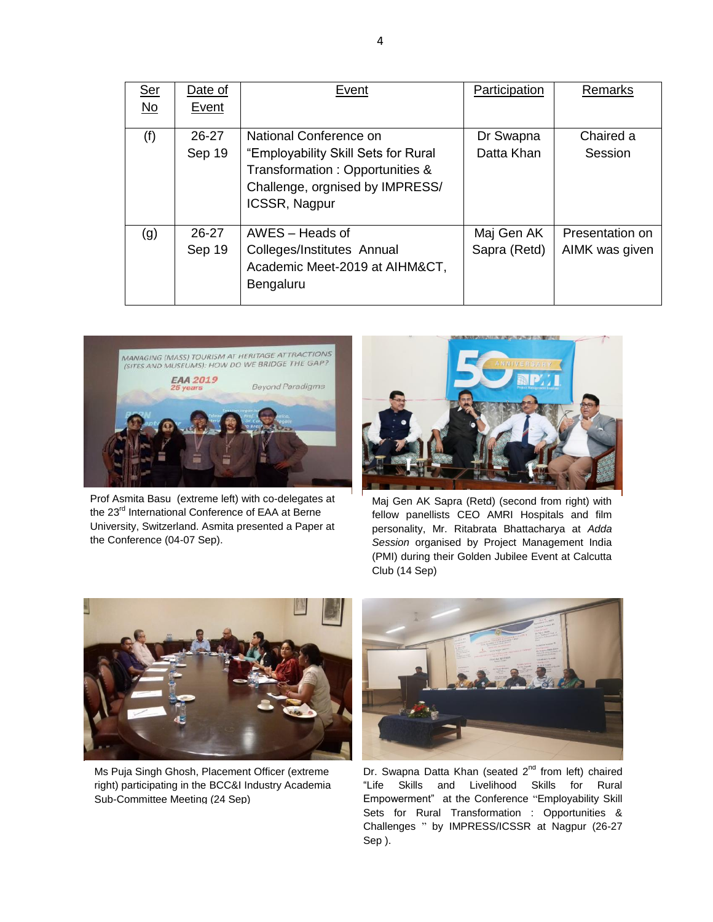| Ser No | Date of Event | Event | Participation | Remarks |
|---|---|---|---|---|
| (f) | 26-27 Sep 19 | National Conference on "Employability Skill Sets for Rural Transformation : Opportunities & Challenge, orgnised by IMPRESS/ ICSSR, Nagpur | Dr Swapna Datta Khan | Chaired a Session |
| (g) | 26-27 Sep 19 | AWES – Heads of Colleges/Institutes Annual Academic Meet-2019 at AIHM&CT, Bengaluru | Maj Gen AK Sapra (Retd) | Presentation on AIMK was given |

Prof Asmita Basu (extreme left) with co-delegates at the 23rd International Conference of EAA at Berne University, Switzerland. Asmita presented a Paper at the Conference (04-07 Sep).

Maj Gen AK Sapra (Retd) (second from right) with fellow panellists CEO AMRI Hospitals and film personality, Mr. Ritabrata Bhattacharya at *Adda Session* organised by Project Management India (PMI) during their Golden Jubilee Event at Calcutta Club (14 Sep)

Ms Puja Singh Ghosh, Placement Officer (extreme right) participating in the BCC&I Industry Academia Sub-Committee Meeting (24 Sep)

Dr. Swapna Datta Khan (seated 2nd from left) chaired "Life Skills and Livelihood Skills for Rural Empowerment" at the Conference "Employability Skill Sets for Rural Transformation : Opportunities & Challenges " by IMPRESS/ICSSR at Nagpur (26-27 Sep ).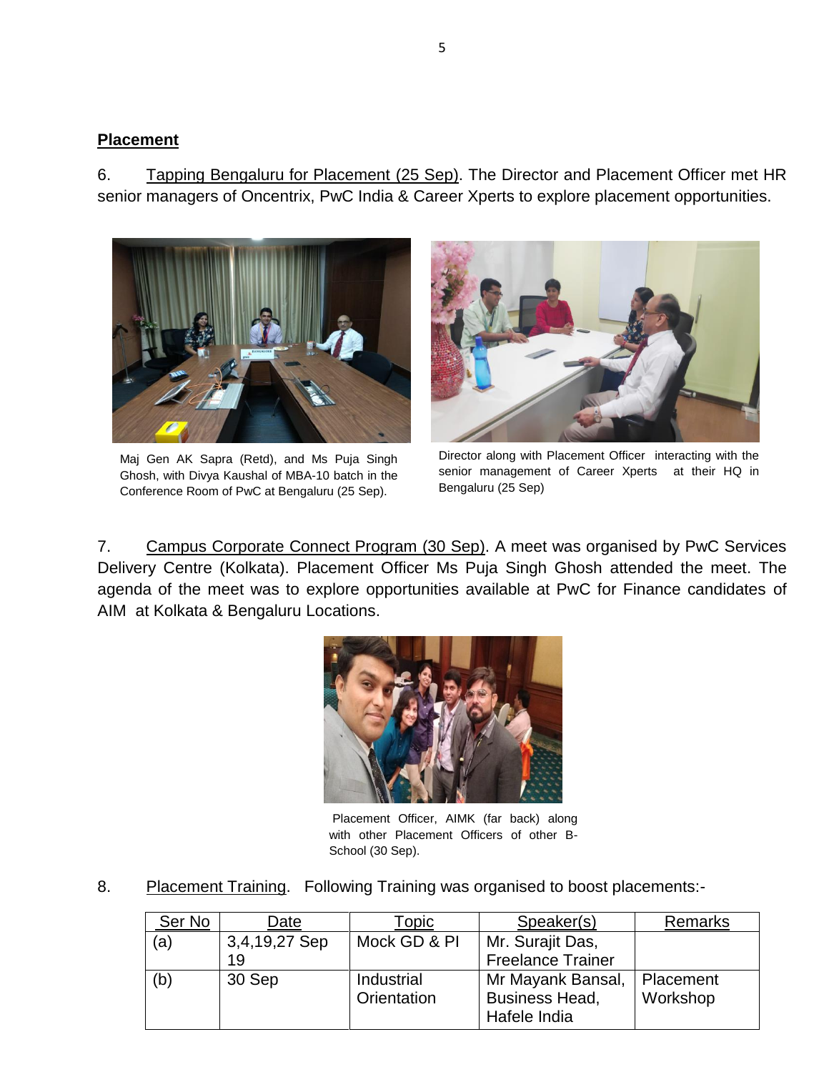## Placement

6. Tapping Bengaluru for Placement (25 Sep). The Director and Placement Officer met HR senior managers of Oncentrix, PwC India & Career Xperts to explore placement opportunities.

Maj Gen AK Sapra (Retd), and Ms Puja Singh Ghosh, with Divya Kaushal of MBA-10 batch in the Conference Room of PwC at Bengaluru (25 Sep).

Director along with Placement Officer interacting with the senior management of Career Xperts at their HQ in Bengaluru (25 Sep)

7. Campus Corporate Connect Program (30 Sep). A meet was organised by PwC Services Delivery Centre (Kolkata). Placement Officer Ms Puja Singh Ghosh attended the meet. The agenda of the meet was to explore opportunities available at PwC for Finance candidates of AIM at Kolkata & Bengaluru Locations.

Placement Officer, AIMK (far back) along with other Placement Officers of other B-School (30 Sep).

8. Placement Training. Following Training was organised to boost placements:-

| Ser No | Date | Topic | Speaker(s) | Remarks |
|---|---|---|---|---|
| (a) | 3,4,19,27 Sep 19 | Mock GD & PI | Mr. Surajit Das, Freelance Trainer | |
| (b) | 30 Sep | Industrial Orientation | Mr Mayank Bansal, Business Head, Hafele India | Placement Workshop |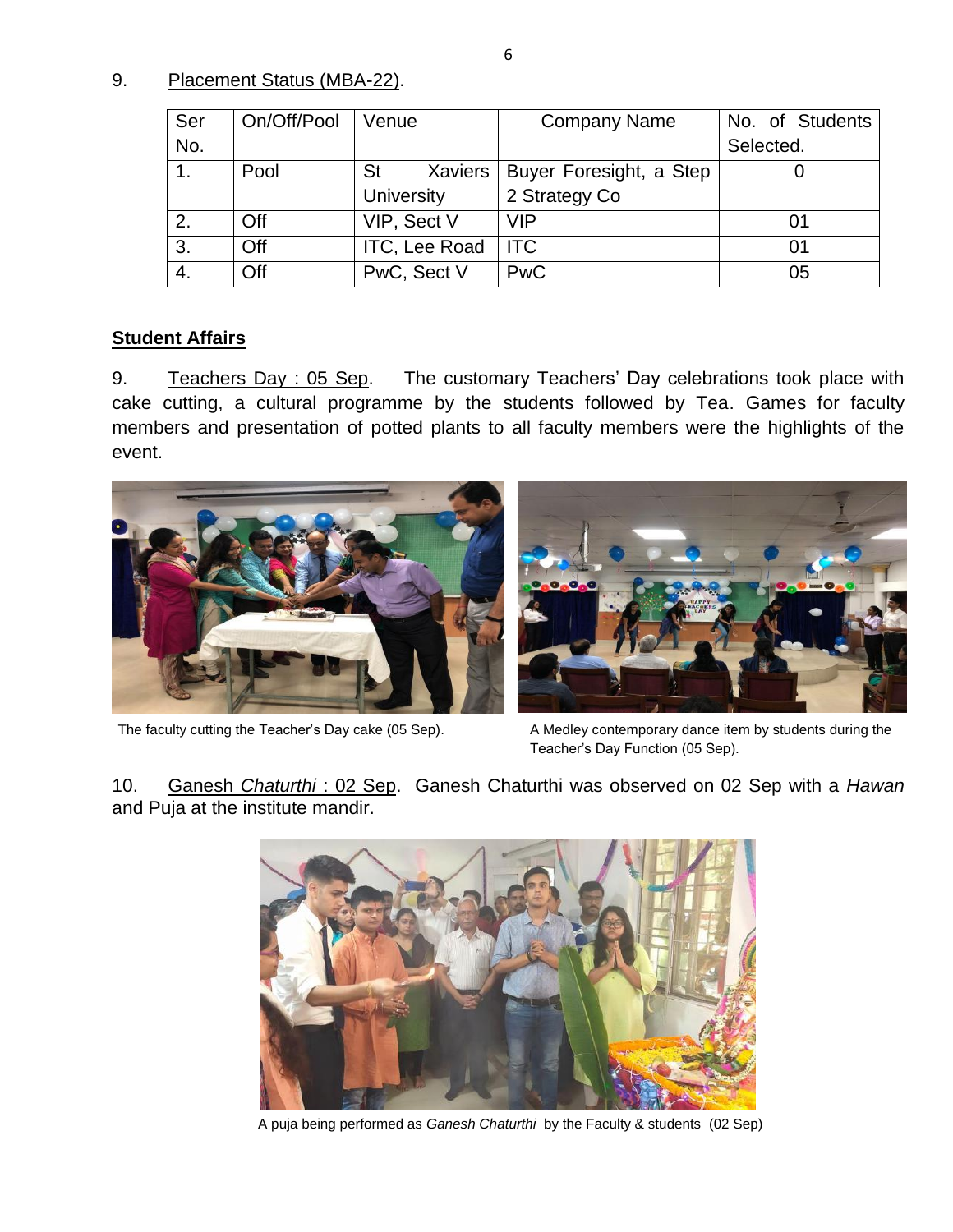9. Placement Status (MBA-22).

| Ser No. | On/Off/Pool | Venue | Company Name | No. of Students Selected. |
|---|---|---|---|---|
| 1. | Pool | St Xaviers University | Buyer Foresight, a Step 2 Strategy Co | 0 |
| 2. | Off | VIP, Sect V | VIP | 01 |
| 3. | Off | ITC, Lee Road | ITC | 01 |
| 4. | Off | PwC, Sect V | PwC | 05 |

**Student Affairs**

9. Teachers Day : 05 Sep. The customary Teachers' Day celebrations took place with cake cutting, a cultural programme by the students followed by Tea. Games for faculty members and presentation of potted plants to all faculty members were the highlights of the event.

The faculty cutting the Teacher's Day cake (05 Sep).

A Medley contemporary dance item by students during the Teacher's Day Function (05 Sep).

10. Ganesh *Chaturthi* : 02 Sep. Ganesh Chaturthi was observed on 02 Sep with a *Hawan* and Puja at the institute mandir.

A puja being performed as *Ganesh Chaturthi* by the Faculty & students (02 Sep)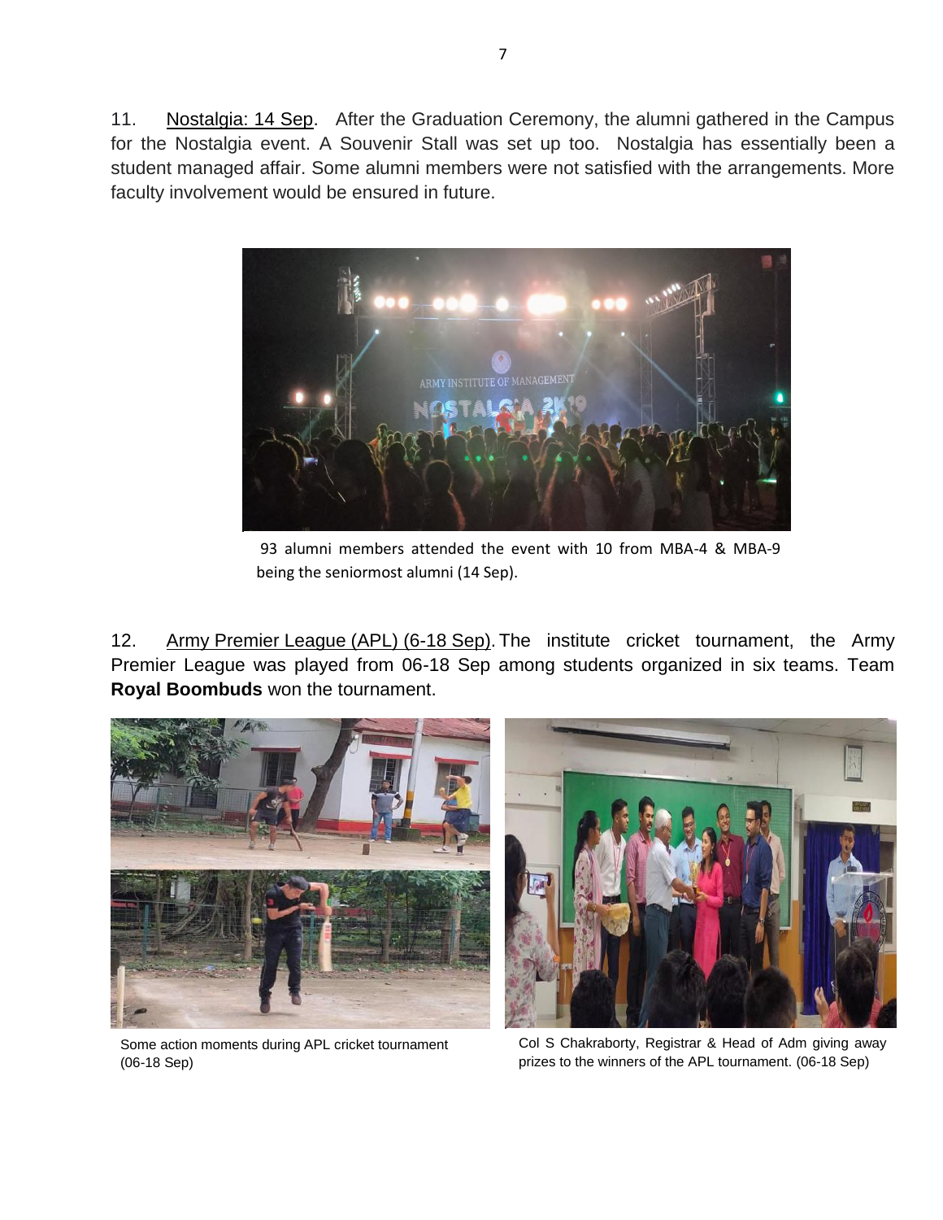11. Nostalgia: 14 Sep. After the Graduation Ceremony, the alumni gathered in the Campus for the Nostalgia event. A Souvenir Stall was set up too. Nostalgia has essentially been a student managed affair. Some alumni members were not satisfied with the arrangements. More faculty involvement would be ensured in future.

93 alumni members attended the event with 10 from MBA-4 & MBA-9 being the seniormost alumni (14 Sep).

12. Army Premier League (APL) (6-18 Sep). The institute cricket tournament, the Army Premier League was played from 06-18 Sep among students organized in six teams. Team **Royal Boombuds** won the tournament.

Some action moments during APL cricket tournament (06-18 Sep)

Col S Chakraborty, Registrar & Head of Adm giving away prizes to the winners of the APL tournament. (06-18 Sep)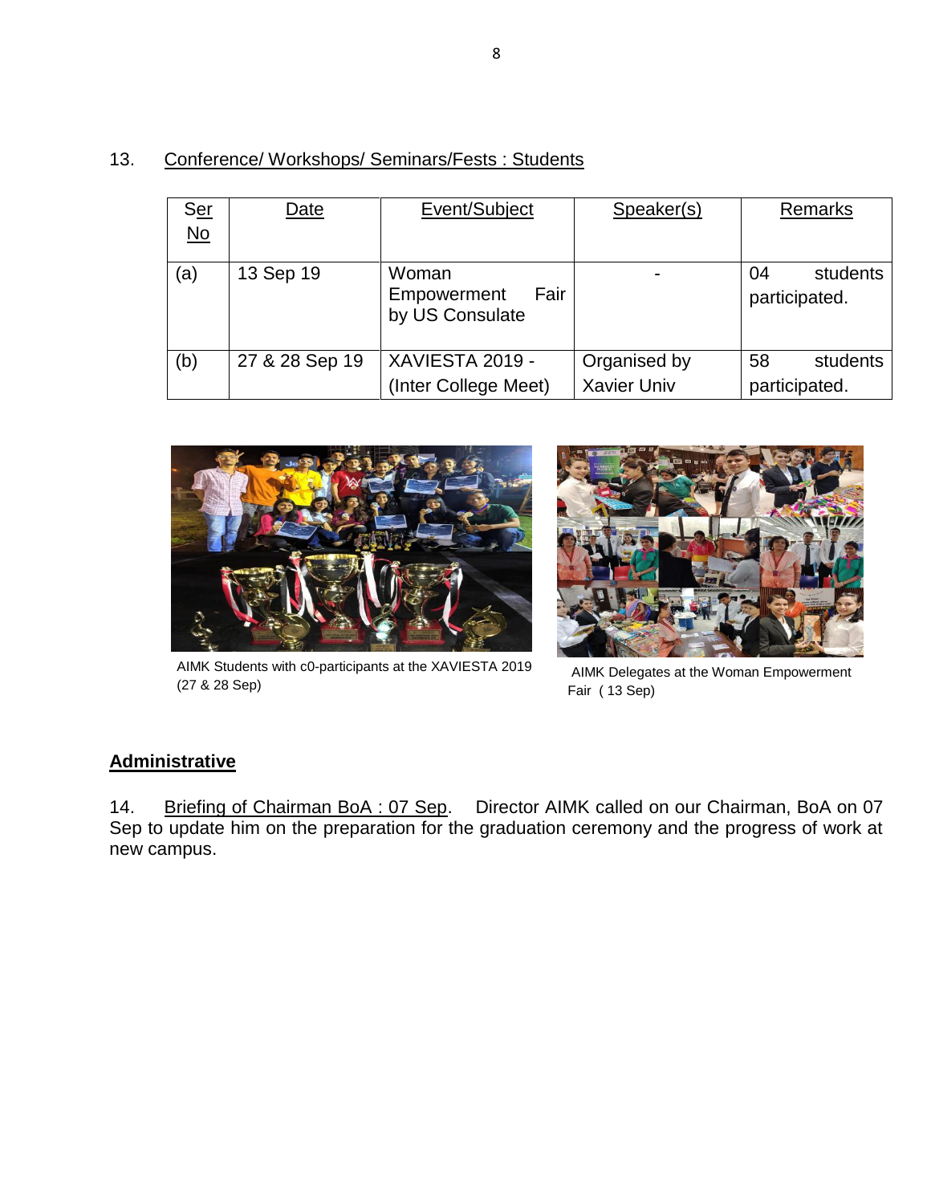13. Conference/ Workshops/ Seminars/Fests : Students

| Ser No | Date | Event/Subject | Speaker(s) | Remarks |
|---|---|---|---|---|
| (a) | 13 Sep 19 | Woman Empowerment Fair by US Consulate | - | 04 students participated. |
| (b) | 27 & 28 Sep 19 | XAVIESTA 2019 - (Inter College Meet) | Organised by Xavier Univ | 58 students participated. |

AIMK Students with c0-participants at the XAVIESTA 2019 (27 & 28 Sep)

AIMK Delegates at the Woman Empowerment Fair ( 13 Sep)

## Administrative

14. Briefing of Chairman BoA : 07 Sep. Director AIMK called on our Chairman, BoA on 07 Sep to update him on the preparation for the graduation ceremony and the progress of work at new campus.